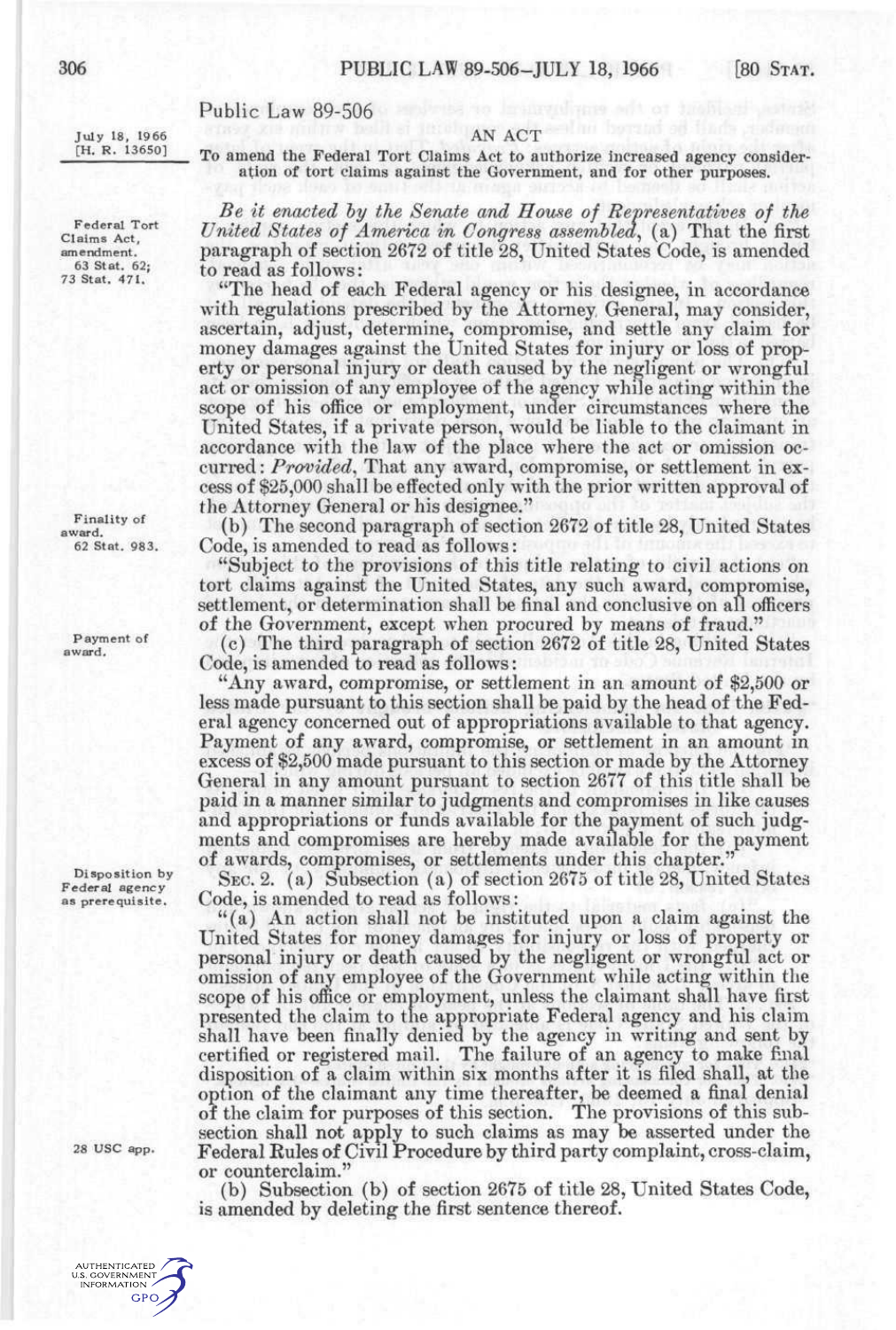# Public Law 89-506

July 18, 1966
[H. R. 13650]

## AN ACT

To amend the Federal Tort Claims Act to authorize increased agency consideration of tort claims against the Government, and for other purposes.

Federal Tort Claims Act, amendment.
63 Stat. 62; 73 Stat. 471.

*Be it enacted by the Senate and House of Representatives of the United States of America in Congress assembled*, (a) That the first paragraph of section 2672 of title 28, United States Code, is amended to read as follows:

"The head of each Federal agency or his designee, in accordance with regulations prescribed by the Attorney General, may consider, ascertain, adjust, determine, compromise, and settle any claim for money damages against the United States for injury or loss of property or personal injury or death caused by the negligent or wrongful act or omission of any employee of the agency while acting within the scope of his office or employment, under circumstances where the United States, if a private person, would be liable to the claimant in accordance with the law of the place where the act or omission occurred: *Provided*, That any award, compromise, or settlement in excess of $25,000 shall be effected only with the prior written approval of the Attorney General or his designee."

Finality of award.
62 Stat. 983.

(b) The second paragraph of section 2672 of title 28, United States Code, is amended to read as follows:

"Subject to the provisions of this title relating to civil actions on tort claims against the United States, any such award, compromise, settlement, or determination shall be final and conclusive on all officers of the Government, except when procured by means of fraud."

Payment of award.

(c) The third paragraph of section 2672 of title 28, United States Code, is amended to read as follows:

"Any award, compromise, or settlement in an amount of $2,500 or less made pursuant to this section shall be paid by the head of the Federal agency concerned out of appropriations available to that agency. Payment of any award, compromise, or settlement in an amount in excess of $2,500 made pursuant to this section or made by the Attorney General in any amount pursuant to section 2677 of this title shall be paid in a manner similar to judgments and compromises in like causes and appropriations or funds available for the payment of such judgments and compromises are hereby made available for the payment of awards, compromises, or settlements under this chapter."

Disposition by Federal agency as prerequisite.

SEC. 2. (a) Subsection (a) of section 2675 of title 28, United States Code, is amended to read as follows:

"(a) An action shall not be instituted upon a claim against the United States for money damages for injury or loss of property or personal injury or death caused by the negligent or wrongful act or omission of any employee of the Government while acting within the scope of his office or employment, unless the claimant shall have first presented the claim to the appropriate Federal agency and his claim shall have been finally denied by the agency in writing and sent by certified or registered mail. The failure of an agency to make final disposition of a claim within six months after it is filed shall, at the option of the claimant any time thereafter, be deemed a final denial of the claim for purposes of this section. The provisions of this subsection shall not apply to such claims as may be asserted under the Federal Rules of Civil Procedure by third party complaint, cross-claim, or counterclaim."

28 USC app.

(b) Subsection (b) of section 2675 of title 28, United States Code, is amended by deleting the first sentence thereof.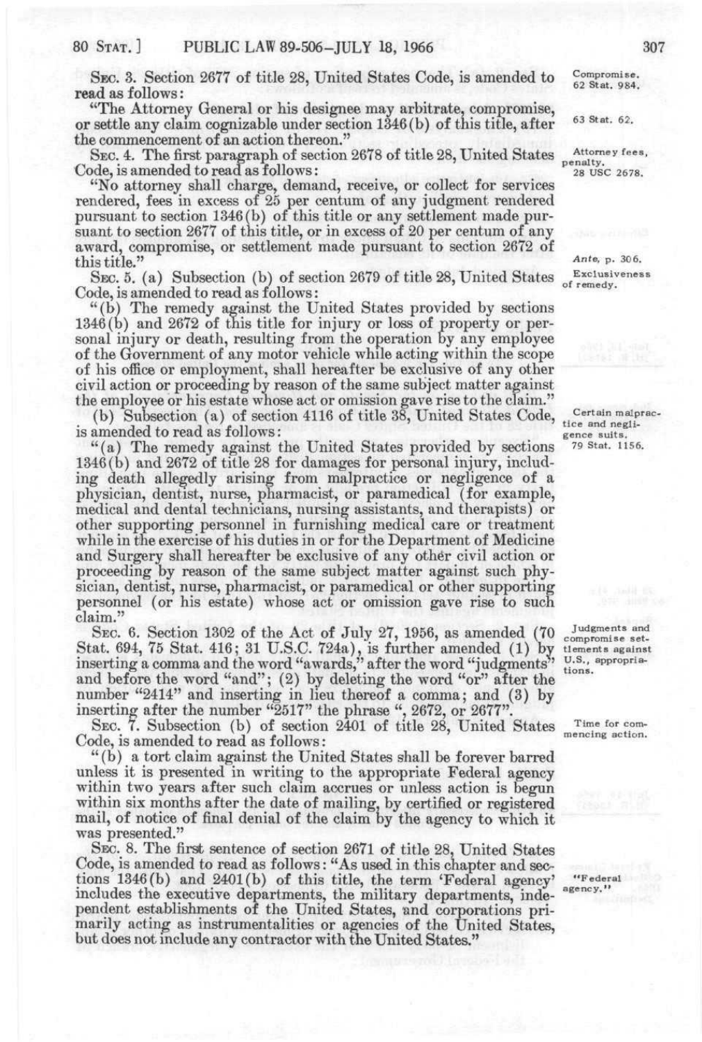SEC. 3. Section 2677 of title 28, United States Code, is amended to read as follows:

Compromise. 62 Stat. 984.

"The Attorney General or his designee may arbitrate, compromise, or settle any claim cognizable under section 1346(b) of this title, after the commencement of an action thereon."

63 Stat. 62.

SEC. 4. The first paragraph of section 2678 of title 28, United States Code, is amended to read as follows:

Attorney fees, penalty. 28 USC 2678.

"No attorney shall charge, demand, receive, or collect for services rendered, fees in excess of 25 per centum of any judgment rendered pursuant to section 1346(b) of this title or any settlement made pursuant to section 2677 of this title, or in excess of 20 per centum of any award, compromise, or settlement made pursuant to section 2672 of this title."

*Ante*, p. 306.

SEC. 5. (a) Subsection (b) of section 2679 of title 28, United States Code, is amended to read as follows:

Exclusiveness of remedy.

"(b) The remedy against the United States provided by sections 1346(b) and 2672 of this title for injury or loss of property or personal injury or death, resulting from the operation by any employee of the Government of any motor vehicle while acting within the scope of his office or employment, shall hereafter be exclusive of any other civil action or proceeding by reason of the same subject matter against the employee or his estate whose act or omission gave rise to the claim."

(b) Subsection (a) of section 4116 of title 38, United States Code, is amended to read as follows:

Certain malpractice and negligence suits. 79 Stat. 1156.

"(a) The remedy against the United States provided by sections 1346(b) and 2672 of title 28 for damages for personal injury, including death allegedly arising from malpractice or negligence of a physician, dentist, nurse, pharmacist, or paramedical (for example, medical and dental technicians, nursing assistants, and therapists) or other supporting personnel in furnishing medical care or treatment while in the exercise of his duties in or for the Department of Medicine and Surgery shall hereafter be exclusive of any other civil action or proceeding by reason of the same subject matter against such physician, dentist, nurse, pharmacist, or paramedical or other supporting personnel (or his estate) whose act or omission gave rise to such claim."

SEC. 6. Section 1302 of the Act of July 27, 1956, as amended (70 Stat. 694, 75 Stat. 416; 31 U.S.C. 724a), is further amended (1) by inserting a comma and the word "awards," after the word "judgments" and before the word "and"; (2) by deleting the word "or" after the number "2414" and inserting in lieu thereof a comma; and (3) by inserting after the number "2517" the phrase ", 2672, or 2677".

Judgments and compromise settlements against U.S., appropriations.

SEC. 7. Subsection (b) of section 2401 of title 28, United States Code, is amended to read as follows:

Time for commencing action.

"(b) a tort claim against the United States shall be forever barred unless it is presented in writing to the appropriate Federal agency within two years after such claim accrues or unless action is begun within six months after the date of mailing, by certified or registered mail, of notice of final denial of the claim by the agency to which it was presented."

SEC. 8. The first sentence of section 2671 of title 28, United States Code, is amended to read as follows: "As used in this chapter and sections 1346(b) and 2401(b) of this title, the term 'Federal agency' includes the executive departments, the military departments, independent establishments of the United States, and corporations primarily acting as instrumentalities or agencies of the United States, but does not include any contractor with the United States."

"Federal agency."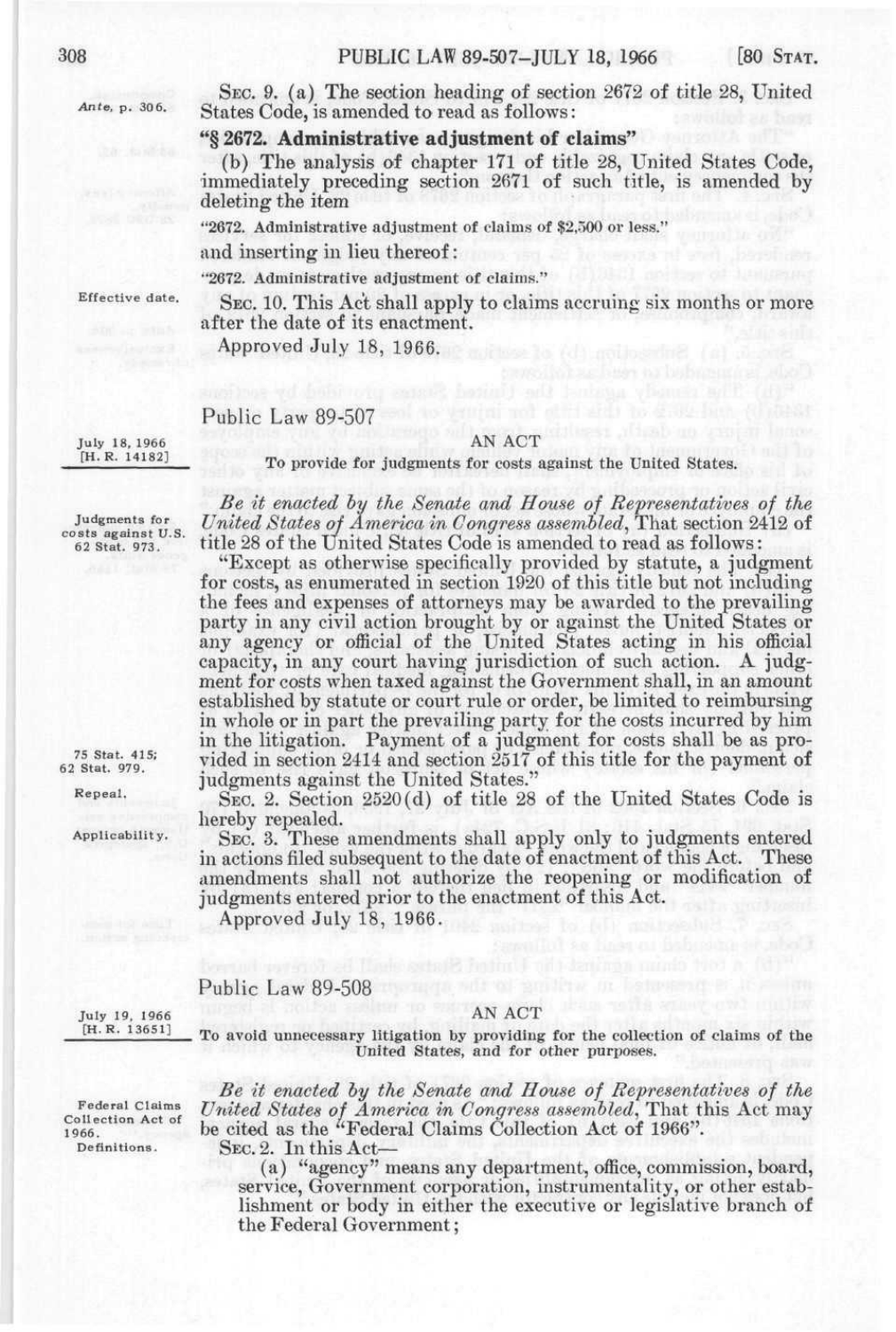Ante, p. 306.

SEC. 9. (a) The section heading of section 2672 of title 28, United States Code, is amended to read as follows:

**"§ 2672. Administrative adjustment of claims"**

(b) The analysis of chapter 171 of title 28, United States Code, immediately preceding section 2671 of such title, is amended by deleting the item

"2672. Administrative adjustment of claims of $2,500 or less."

and inserting in lieu thereof:

"2672. Administrative adjustment of claims."

Effective date.

SEC. 10. This Act shall apply to claims accruing six months or more after the date of its enactment.

Approved July 18, 1966.

## Public Law 89-507

July 18, 1966
[H. R. 14182]

### AN ACT

To provide for judgments for costs against the United States.

Judgments for costs against U.S.
62 Stat. 973.

*Be it enacted by the Senate and House of Representatives of the United States of America in Congress assembled*, That section 2412 of title 28 of the United States Code is amended to read as follows:

"Except as otherwise specifically provided by statute, a judgment for costs, as enumerated in section 1920 of this title but not including the fees and expenses of attorneys may be awarded to the prevailing party in any civil action brought by or against the United States or any agency or official of the United States acting in his official capacity, in any court having jurisdiction of such action. A judgment for costs when taxed against the Government shall, in an amount established by statute or court rule or order, be limited to reimbursing in whole or in part the prevailing party for the costs incurred by him in the litigation. Payment of a judgment for costs shall be as provided in section 2414 and section 2517 of this title for the payment of judgments against the United States."

75 Stat. 415;
62 Stat. 979.

Repeal.

SEC. 2. Section 2520(d) of title 28 of the United States Code is hereby repealed.

Applicability.

SEC. 3. These amendments shall apply only to judgments entered in actions filed subsequent to the date of enactment of this Act. These amendments shall not authorize the reopening or modification of judgments entered prior to the enactment of this Act.

Approved July 18, 1966.

## Public Law 89-508

July 19, 1966
[H. R. 13651]

### AN ACT

To avoid unnecessary litigation by providing for the collection of claims of the United States, and for other purposes.

Federal Claims Collection Act of 1966.
Definitions.

*Be it enacted by the Senate and House of Representatives of the United States of America in Congress assembled*, That this Act may be cited as the "Federal Claims Collection Act of 1966".

SEC. 2. In this Act—

(a) "agency" means any department, office, commission, board, service, Government corporation, instrumentality, or other establishment or body in either the executive or legislative branch of the Federal Government;